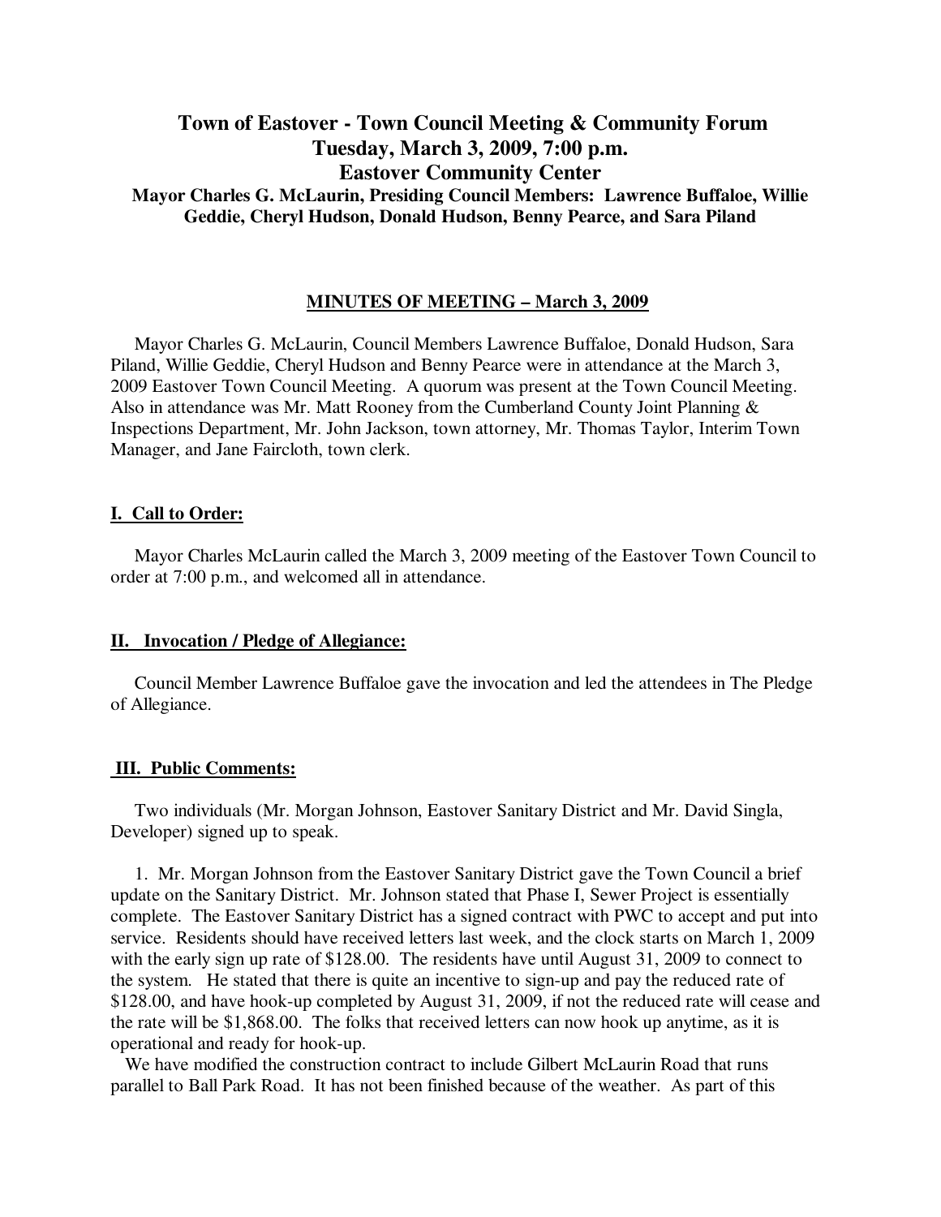# Town of Eastover - Town Council Meeting & Community Forum
# Tuesday, March 3, 2009, 7:00 p.m.
# Eastover Community Center

**Mayor Charles G. McLaurin, Presiding Council Members: Lawrence Buffaloe, Willie Geddie, Cheryl Hudson, Donald Hudson, Benny Pearce, and Sara Piland**

## MINUTES OF MEETING – March 3, 2009

Mayor Charles G. McLaurin, Council Members Lawrence Buffaloe, Donald Hudson, Sara Piland, Willie Geddie, Cheryl Hudson and Benny Pearce were in attendance at the March 3, 2009 Eastover Town Council Meeting. A quorum was present at the Town Council Meeting. Also in attendance was Mr. Matt Rooney from the Cumberland County Joint Planning & Inspections Department, Mr. John Jackson, town attorney, Mr. Thomas Taylor, Interim Town Manager, and Jane Faircloth, town clerk.

## I. Call to Order:

Mayor Charles McLaurin called the March 3, 2009 meeting of the Eastover Town Council to order at 7:00 p.m., and welcomed all in attendance.

## II. Invocation / Pledge of Allegiance:

Council Member Lawrence Buffaloe gave the invocation and led the attendees in The Pledge of Allegiance.

## III. Public Comments:

Two individuals (Mr. Morgan Johnson, Eastover Sanitary District and Mr. David Singla, Developer) signed up to speak.

1. Mr. Morgan Johnson from the Eastover Sanitary District gave the Town Council a brief update on the Sanitary District. Mr. Johnson stated that Phase I, Sewer Project is essentially complete. The Eastover Sanitary District has a signed contract with PWC to accept and put into service. Residents should have received letters last week, and the clock starts on March 1, 2009 with the early sign up rate of $128.00. The residents have until August 31, 2009 to connect to the system. He stated that there is quite an incentive to sign-up and pay the reduced rate of $128.00, and have hook-up completed by August 31, 2009, if not the reduced rate will cease and the rate will be $1,868.00. The folks that received letters can now hook up anytime, as it is operational and ready for hook-up.

We have modified the construction contract to include Gilbert McLaurin Road that runs parallel to Ball Park Road. It has not been finished because of the weather. As part of this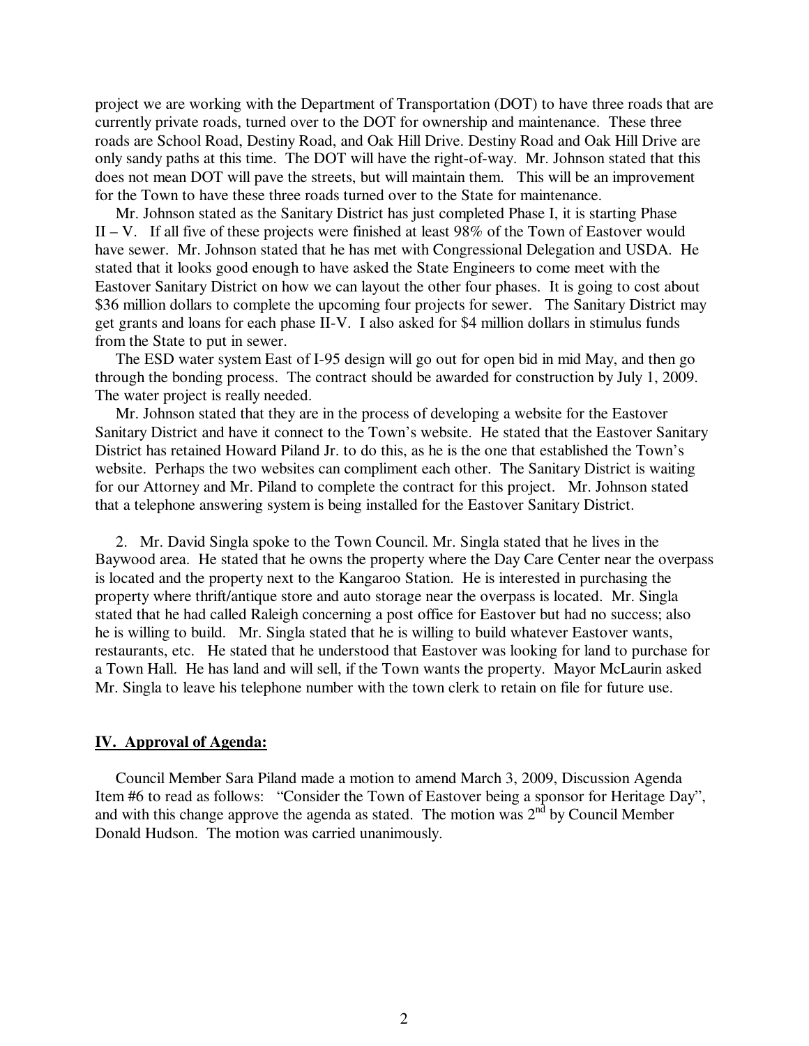project we are working with the Department of Transportation (DOT) to have three roads that are currently private roads, turned over to the DOT for ownership and maintenance. These three roads are School Road, Destiny Road, and Oak Hill Drive. Destiny Road and Oak Hill Drive are only sandy paths at this time. The DOT will have the right-of-way. Mr. Johnson stated that this does not mean DOT will pave the streets, but will maintain them. This will be an improvement for the Town to have these three roads turned over to the State for maintenance.

Mr. Johnson stated as the Sanitary District has just completed Phase I, it is starting Phase II – V. If all five of these projects were finished at least 98% of the Town of Eastover would have sewer. Mr. Johnson stated that he has met with Congressional Delegation and USDA. He stated that it looks good enough to have asked the State Engineers to come meet with the Eastover Sanitary District on how we can layout the other four phases. It is going to cost about $36 million dollars to complete the upcoming four projects for sewer. The Sanitary District may get grants and loans for each phase II-V. I also asked for $4 million dollars in stimulus funds from the State to put in sewer.

The ESD water system East of I-95 design will go out for open bid in mid May, and then go through the bonding process. The contract should be awarded for construction by July 1, 2009. The water project is really needed.

Mr. Johnson stated that they are in the process of developing a website for the Eastover Sanitary District and have it connect to the Town's website. He stated that the Eastover Sanitary District has retained Howard Piland Jr. to do this, as he is the one that established the Town's website. Perhaps the two websites can compliment each other. The Sanitary District is waiting for our Attorney and Mr. Piland to complete the contract for this project. Mr. Johnson stated that a telephone answering system is being installed for the Eastover Sanitary District.

2. Mr. David Singla spoke to the Town Council. Mr. Singla stated that he lives in the Baywood area. He stated that he owns the property where the Day Care Center near the overpass is located and the property next to the Kangaroo Station. He is interested in purchasing the property where thrift/antique store and auto storage near the overpass is located. Mr. Singla stated that he had called Raleigh concerning a post office for Eastover but had no success; also he is willing to build. Mr. Singla stated that he is willing to build whatever Eastover wants, restaurants, etc. He stated that he understood that Eastover was looking for land to purchase for a Town Hall. He has land and will sell, if the Town wants the property. Mayor McLaurin asked Mr. Singla to leave his telephone number with the town clerk to retain on file for future use.

**IV. Approval of Agenda:**

Council Member Sara Piland made a motion to amend March 3, 2009, Discussion Agenda Item #6 to read as follows: "Consider the Town of Eastover being a sponsor for Heritage Day", and with this change approve the agenda as stated. The motion was 2nd by Council Member Donald Hudson. The motion was carried unanimously.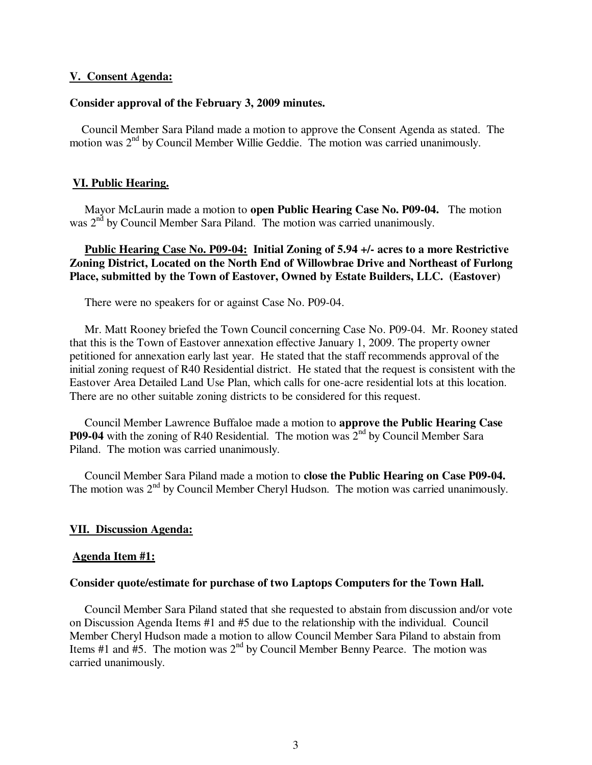**V. Consent Agenda:**

**Consider approval of the February 3, 2009 minutes.**

Council Member Sara Piland made a motion to approve the Consent Agenda as stated. The motion was 2nd by Council Member Willie Geddie. The motion was carried unanimously.

**VI. Public Hearing.**

Mayor McLaurin made a motion to **open Public Hearing Case No. P09-04.** The motion was 2nd by Council Member Sara Piland. The motion was carried unanimously.

**Public Hearing Case No. P09-04: Initial Zoning of 5.94 +/- acres to a more Restrictive Zoning District, Located on the North End of Willowbrae Drive and Northeast of Furlong Place, submitted by the Town of Eastover, Owned by Estate Builders, LLC. (Eastover)**

There were no speakers for or against Case No. P09-04.

Mr. Matt Rooney briefed the Town Council concerning Case No. P09-04. Mr. Rooney stated that this is the Town of Eastover annexation effective January 1, 2009. The property owner petitioned for annexation early last year. He stated that the staff recommends approval of the initial zoning request of R40 Residential district. He stated that the request is consistent with the Eastover Area Detailed Land Use Plan, which calls for one-acre residential lots at this location. There are no other suitable zoning districts to be considered for this request.

Council Member Lawrence Buffaloe made a motion to **approve the Public Hearing Case P09-04** with the zoning of R40 Residential. The motion was 2nd by Council Member Sara Piland. The motion was carried unanimously.

Council Member Sara Piland made a motion to **close the Public Hearing on Case P09-04.** The motion was 2nd by Council Member Cheryl Hudson. The motion was carried unanimously.

**VII. Discussion Agenda:**

**Agenda Item #1:**

**Consider quote/estimate for purchase of two Laptops Computers for the Town Hall.**

Council Member Sara Piland stated that she requested to abstain from discussion and/or vote on Discussion Agenda Items #1 and #5 due to the relationship with the individual. Council Member Cheryl Hudson made a motion to allow Council Member Sara Piland to abstain from Items #1 and #5. The motion was 2nd by Council Member Benny Pearce. The motion was carried unanimously.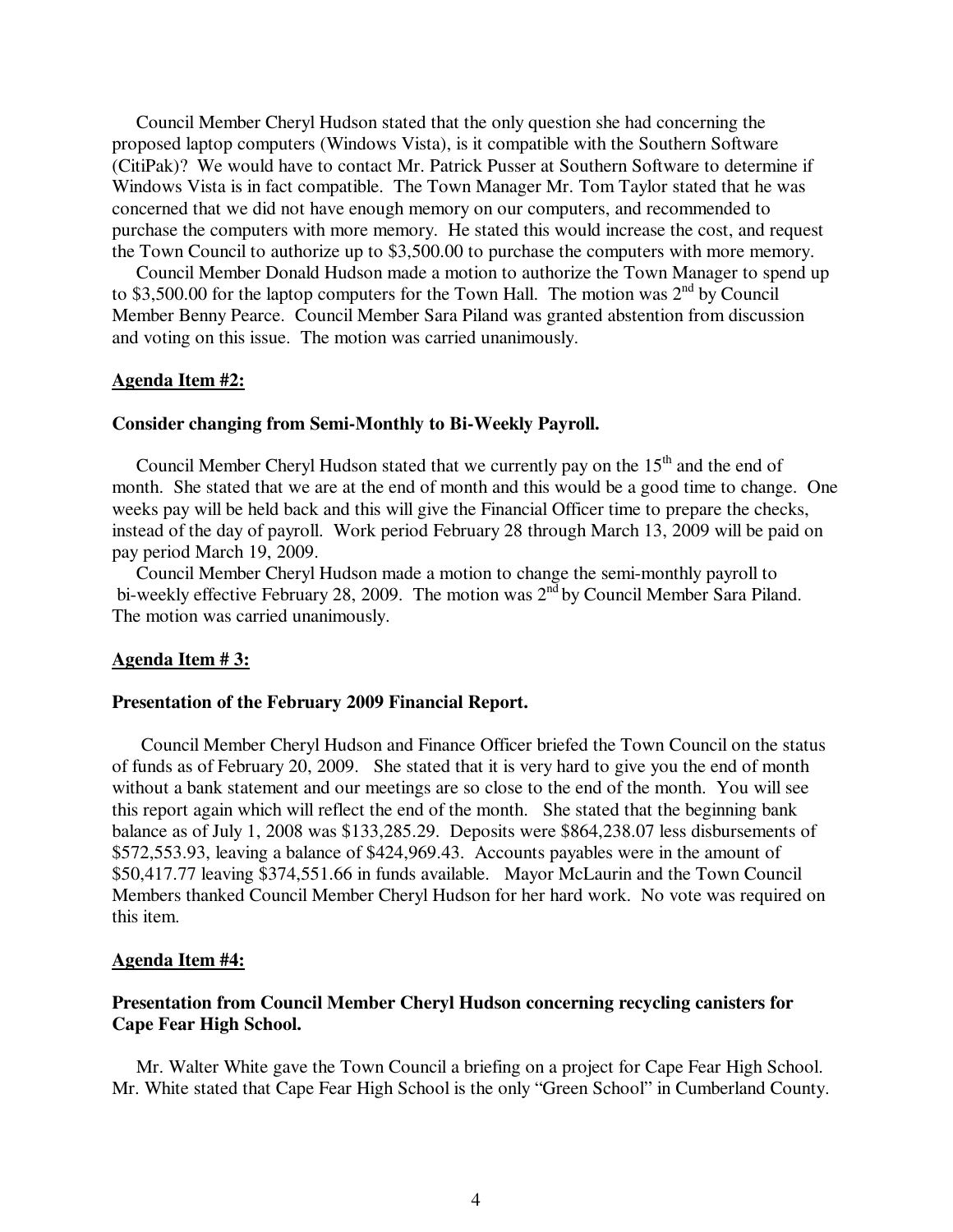Council Member Cheryl Hudson stated that the only question she had concerning the proposed laptop computers (Windows Vista), is it compatible with the Southern Software (CitiPak)? We would have to contact Mr. Patrick Pusser at Southern Software to determine if Windows Vista is in fact compatible. The Town Manager Mr. Tom Taylor stated that he was concerned that we did not have enough memory on our computers, and recommended to purchase the computers with more memory. He stated this would increase the cost, and request the Town Council to authorize up to $3,500.00 to purchase the computers with more memory.

Council Member Donald Hudson made a motion to authorize the Town Manager to spend up to $3,500.00 for the laptop computers for the Town Hall. The motion was 2nd by Council Member Benny Pearce. Council Member Sara Piland was granted abstention from discussion and voting on this issue. The motion was carried unanimously.

**Agenda Item #2:**

**Consider changing from Semi-Monthly to Bi-Weekly Payroll.**

Council Member Cheryl Hudson stated that we currently pay on the 15th and the end of month. She stated that we are at the end of month and this would be a good time to change. One weeks pay will be held back and this will give the Financial Officer time to prepare the checks, instead of the day of payroll. Work period February 28 through March 13, 2009 will be paid on pay period March 19, 2009.

Council Member Cheryl Hudson made a motion to change the semi-monthly payroll to bi-weekly effective February 28, 2009. The motion was 2nd by Council Member Sara Piland. The motion was carried unanimously.

**Agenda Item # 3:**

**Presentation of the February 2009 Financial Report.**

Council Member Cheryl Hudson and Finance Officer briefed the Town Council on the status of funds as of February 20, 2009. She stated that it is very hard to give you the end of month without a bank statement and our meetings are so close to the end of the month. You will see this report again which will reflect the end of the month. She stated that the beginning bank balance as of July 1, 2008 was $133,285.29. Deposits were $864,238.07 less disbursements of $572,553.93, leaving a balance of $424,969.43. Accounts payables were in the amount of $50,417.77 leaving $374,551.66 in funds available. Mayor McLaurin and the Town Council Members thanked Council Member Cheryl Hudson for her hard work. No vote was required on this item.

**Agenda Item #4:**

**Presentation from Council Member Cheryl Hudson concerning recycling canisters for Cape Fear High School.**

Mr. Walter White gave the Town Council a briefing on a project for Cape Fear High School. Mr. White stated that Cape Fear High School is the only "Green School" in Cumberland County.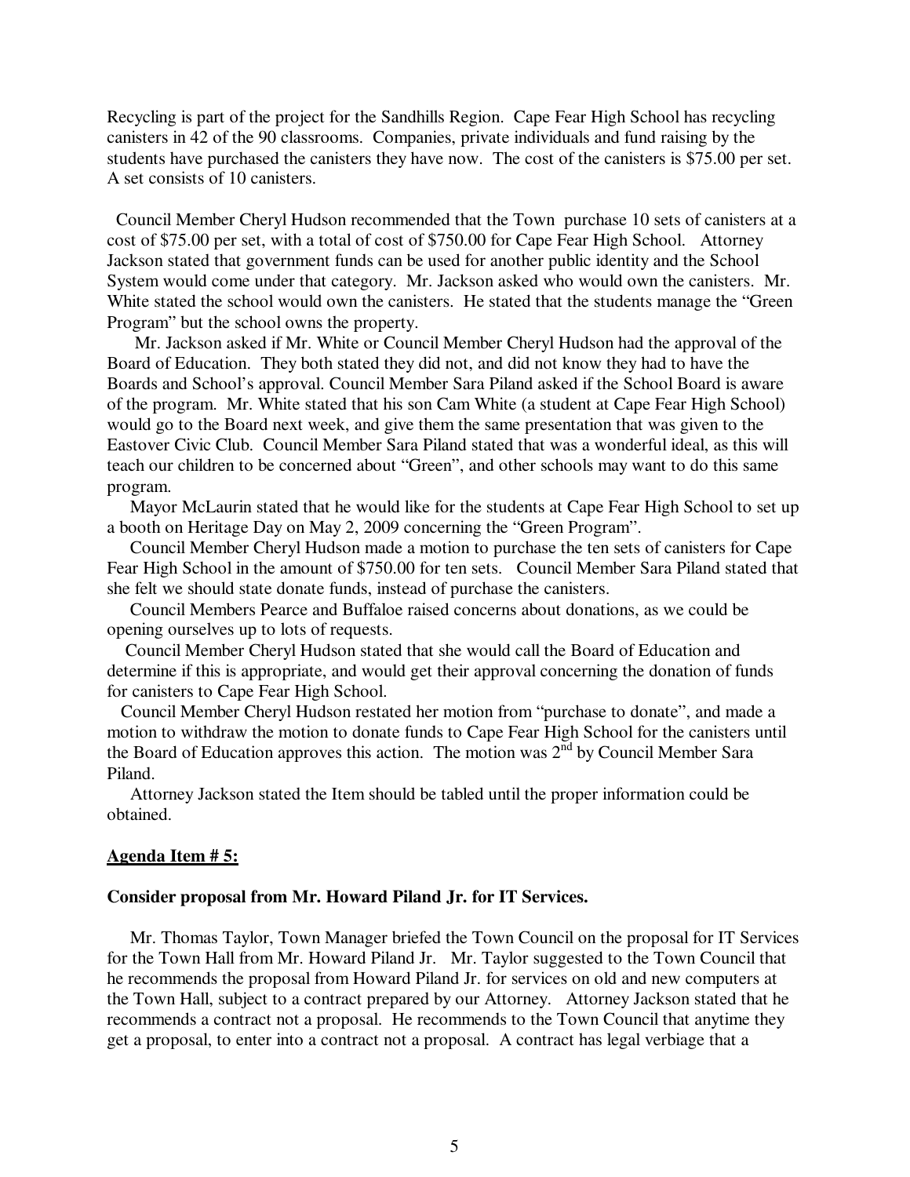Recycling is part of the project for the Sandhills Region. Cape Fear High School has recycling canisters in 42 of the 90 classrooms. Companies, private individuals and fund raising by the students have purchased the canisters they have now. The cost of the canisters is $75.00 per set. A set consists of 10 canisters.

Council Member Cheryl Hudson recommended that the Town purchase 10 sets of canisters at a cost of $75.00 per set, with a total of cost of $750.00 for Cape Fear High School. Attorney Jackson stated that government funds can be used for another public identity and the School System would come under that category. Mr. Jackson asked who would own the canisters. Mr. White stated the school would own the canisters. He stated that the students manage the "Green Program" but the school owns the property.

Mr. Jackson asked if Mr. White or Council Member Cheryl Hudson had the approval of the Board of Education. They both stated they did not, and did not know they had to have the Boards and School's approval. Council Member Sara Piland asked if the School Board is aware of the program. Mr. White stated that his son Cam White (a student at Cape Fear High School) would go to the Board next week, and give them the same presentation that was given to the Eastover Civic Club. Council Member Sara Piland stated that was a wonderful ideal, as this will teach our children to be concerned about "Green", and other schools may want to do this same program.

Mayor McLaurin stated that he would like for the students at Cape Fear High School to set up a booth on Heritage Day on May 2, 2009 concerning the "Green Program".

Council Member Cheryl Hudson made a motion to purchase the ten sets of canisters for Cape Fear High School in the amount of $750.00 for ten sets. Council Member Sara Piland stated that she felt we should state donate funds, instead of purchase the canisters.

Council Members Pearce and Buffaloe raised concerns about donations, as we could be opening ourselves up to lots of requests.

Council Member Cheryl Hudson stated that she would call the Board of Education and determine if this is appropriate, and would get their approval concerning the donation of funds for canisters to Cape Fear High School.

Council Member Cheryl Hudson restated her motion from "purchase to donate", and made a motion to withdraw the motion to donate funds to Cape Fear High School for the canisters until the Board of Education approves this action. The motion was 2nd by Council Member Sara Piland.

Attorney Jackson stated the Item should be tabled until the proper information could be obtained.

**<u>Agenda Item # 5:</u>**

**Consider proposal from Mr. Howard Piland Jr. for IT Services.**

Mr. Thomas Taylor, Town Manager briefed the Town Council on the proposal for IT Services for the Town Hall from Mr. Howard Piland Jr. Mr. Taylor suggested to the Town Council that he recommends the proposal from Howard Piland Jr. for services on old and new computers at the Town Hall, subject to a contract prepared by our Attorney. Attorney Jackson stated that he recommends a contract not a proposal. He recommends to the Town Council that anytime they get a proposal, to enter into a contract not a proposal. A contract has legal verbiage that a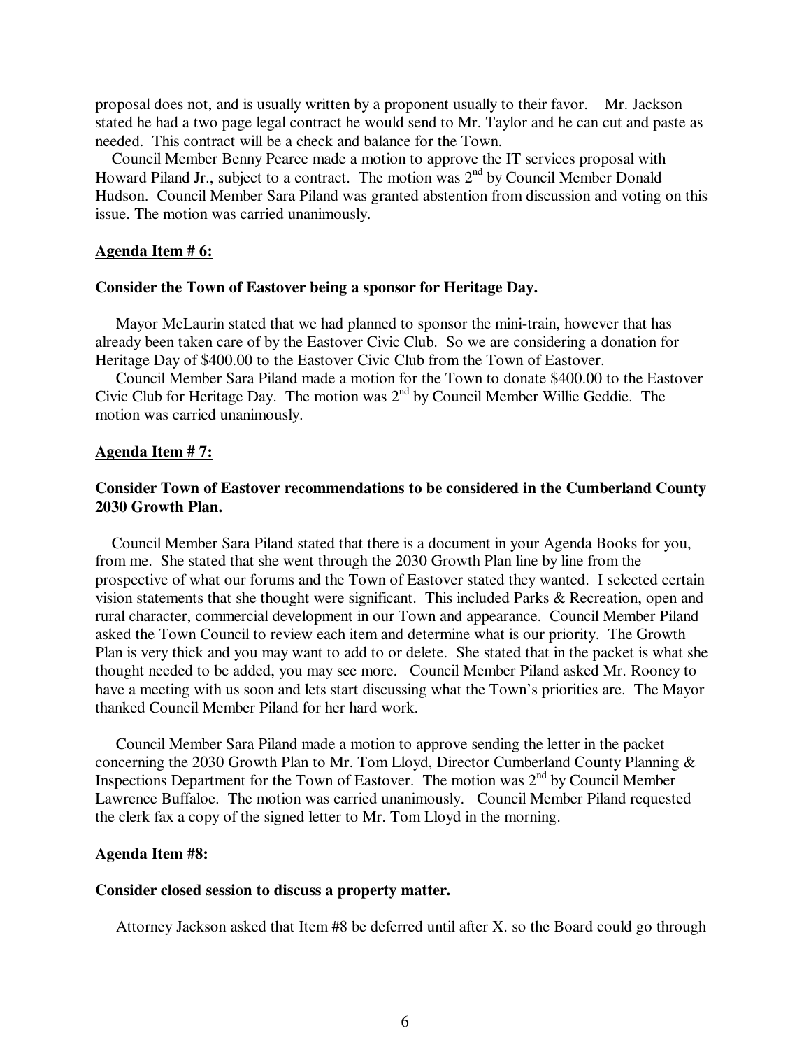proposal does not, and is usually written by a proponent usually to their favor. Mr. Jackson stated he had a two page legal contract he would send to Mr. Taylor and he can cut and paste as needed. This contract will be a check and balance for the Town.

Council Member Benny Pearce made a motion to approve the IT services proposal with Howard Piland Jr., subject to a contract. The motion was 2nd by Council Member Donald Hudson. Council Member Sara Piland was granted abstention from discussion and voting on this issue. The motion was carried unanimously.

**Agenda Item # 6:**

**Consider the Town of Eastover being a sponsor for Heritage Day.**

Mayor McLaurin stated that we had planned to sponsor the mini-train, however that has already been taken care of by the Eastover Civic Club. So we are considering a donation for Heritage Day of $400.00 to the Eastover Civic Club from the Town of Eastover.

Council Member Sara Piland made a motion for the Town to donate $400.00 to the Eastover Civic Club for Heritage Day. The motion was 2nd by Council Member Willie Geddie. The motion was carried unanimously.

**Agenda Item # 7:**

**Consider Town of Eastover recommendations to be considered in the Cumberland County 2030 Growth Plan.**

Council Member Sara Piland stated that there is a document in your Agenda Books for you, from me. She stated that she went through the 2030 Growth Plan line by line from the prospective of what our forums and the Town of Eastover stated they wanted. I selected certain vision statements that she thought were significant. This included Parks & Recreation, open and rural character, commercial development in our Town and appearance. Council Member Piland asked the Town Council to review each item and determine what is our priority. The Growth Plan is very thick and you may want to add to or delete. She stated that in the packet is what she thought needed to be added, you may see more. Council Member Piland asked Mr. Rooney to have a meeting with us soon and lets start discussing what the Town's priorities are. The Mayor thanked Council Member Piland for her hard work.

Council Member Sara Piland made a motion to approve sending the letter in the packet concerning the 2030 Growth Plan to Mr. Tom Lloyd, Director Cumberland County Planning & Inspections Department for the Town of Eastover. The motion was 2nd by Council Member Lawrence Buffaloe. The motion was carried unanimously. Council Member Piland requested the clerk fax a copy of the signed letter to Mr. Tom Lloyd in the morning.

**Agenda Item #8:**

**Consider closed session to discuss a property matter.**

Attorney Jackson asked that Item #8 be deferred until after X. so the Board could go through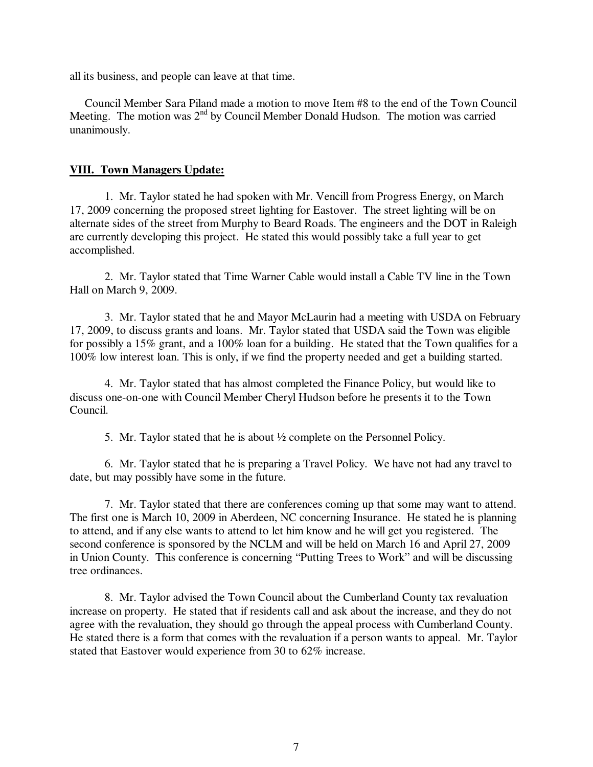all its business, and people can leave at that time.

Council Member Sara Piland made a motion to move Item #8 to the end of the Town Council Meeting. The motion was 2nd by Council Member Donald Hudson. The motion was carried unanimously.

## VIII. Town Managers Update:

1. Mr. Taylor stated he had spoken with Mr. Vencill from Progress Energy, on March 17, 2009 concerning the proposed street lighting for Eastover. The street lighting will be on alternate sides of the street from Murphy to Beard Roads. The engineers and the DOT in Raleigh are currently developing this project. He stated this would possibly take a full year to get accomplished.

2. Mr. Taylor stated that Time Warner Cable would install a Cable TV line in the Town Hall on March 9, 2009.

3. Mr. Taylor stated that he and Mayor McLaurin had a meeting with USDA on February 17, 2009, to discuss grants and loans. Mr. Taylor stated that USDA said the Town was eligible for possibly a 15% grant, and a 100% loan for a building. He stated that the Town qualifies for a 100% low interest loan. This is only, if we find the property needed and get a building started.

4. Mr. Taylor stated that has almost completed the Finance Policy, but would like to discuss one-on-one with Council Member Cheryl Hudson before he presents it to the Town Council.

5. Mr. Taylor stated that he is about ½ complete on the Personnel Policy.

6. Mr. Taylor stated that he is preparing a Travel Policy. We have not had any travel to date, but may possibly have some in the future.

7. Mr. Taylor stated that there are conferences coming up that some may want to attend. The first one is March 10, 2009 in Aberdeen, NC concerning Insurance. He stated he is planning to attend, and if any else wants to attend to let him know and he will get you registered. The second conference is sponsored by the NCLM and will be held on March 16 and April 27, 2009 in Union County. This conference is concerning "Putting Trees to Work" and will be discussing tree ordinances.

8. Mr. Taylor advised the Town Council about the Cumberland County tax revaluation increase on property. He stated that if residents call and ask about the increase, and they do not agree with the revaluation, they should go through the appeal process with Cumberland County. He stated there is a form that comes with the revaluation if a person wants to appeal. Mr. Taylor stated that Eastover would experience from 30 to 62% increase.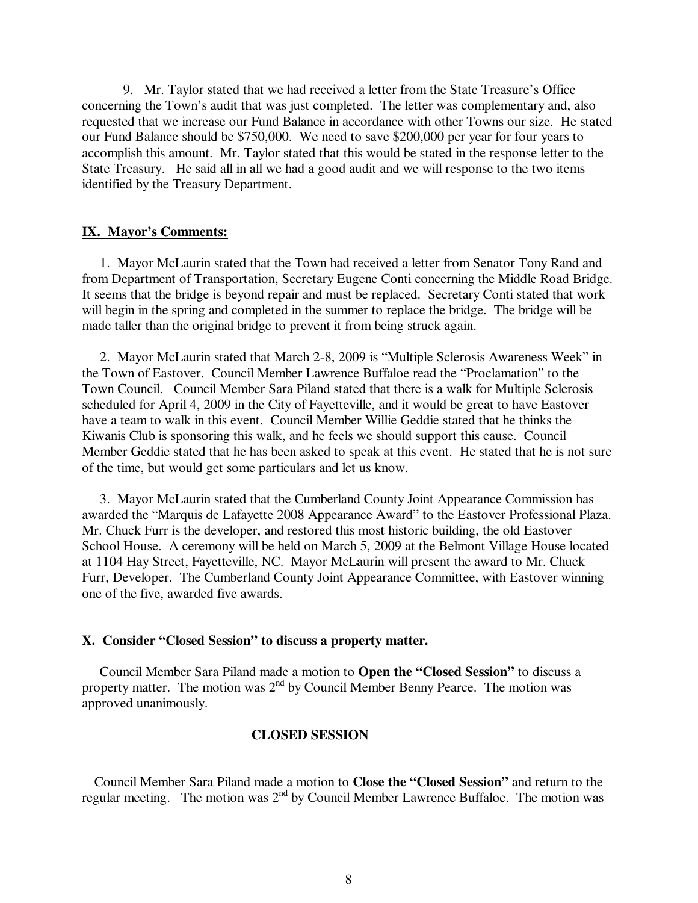9. Mr. Taylor stated that we had received a letter from the State Treasure's Office concerning the Town's audit that was just completed. The letter was complementary and, also requested that we increase our Fund Balance in accordance with other Towns our size. He stated our Fund Balance should be $750,000. We need to save $200,000 per year for four years to accomplish this amount. Mr. Taylor stated that this would be stated in the response letter to the State Treasury. He said all in all we had a good audit and we will response to the two items identified by the Treasury Department.

## IX. Mayor's Comments:

1. Mayor McLaurin stated that the Town had received a letter from Senator Tony Rand and from Department of Transportation, Secretary Eugene Conti concerning the Middle Road Bridge. It seems that the bridge is beyond repair and must be replaced. Secretary Conti stated that work will begin in the spring and completed in the summer to replace the bridge. The bridge will be made taller than the original bridge to prevent it from being struck again.

2. Mayor McLaurin stated that March 2-8, 2009 is "Multiple Sclerosis Awareness Week" in the Town of Eastover. Council Member Lawrence Buffaloe read the "Proclamation" to the Town Council. Council Member Sara Piland stated that there is a walk for Multiple Sclerosis scheduled for April 4, 2009 in the City of Fayetteville, and it would be great to have Eastover have a team to walk in this event. Council Member Willie Geddie stated that he thinks the Kiwanis Club is sponsoring this walk, and he feels we should support this cause. Council Member Geddie stated that he has been asked to speak at this event. He stated that he is not sure of the time, but would get some particulars and let us know.

3. Mayor McLaurin stated that the Cumberland County Joint Appearance Commission has awarded the "Marquis de Lafayette 2008 Appearance Award" to the Eastover Professional Plaza. Mr. Chuck Furr is the developer, and restored this most historic building, the old Eastover School House. A ceremony will be held on March 5, 2009 at the Belmont Village House located at 1104 Hay Street, Fayetteville, NC. Mayor McLaurin will present the award to Mr. Chuck Furr, Developer. The Cumberland County Joint Appearance Committee, with Eastover winning one of the five, awarded five awards.

## X. Consider "Closed Session" to discuss a property matter.

Council Member Sara Piland made a motion to **Open the "Closed Session"** to discuss a property matter. The motion was 2nd by Council Member Benny Pearce. The motion was approved unanimously.

**CLOSED SESSION**

Council Member Sara Piland made a motion to **Close the "Closed Session"** and return to the regular meeting. The motion was 2nd by Council Member Lawrence Buffaloe. The motion was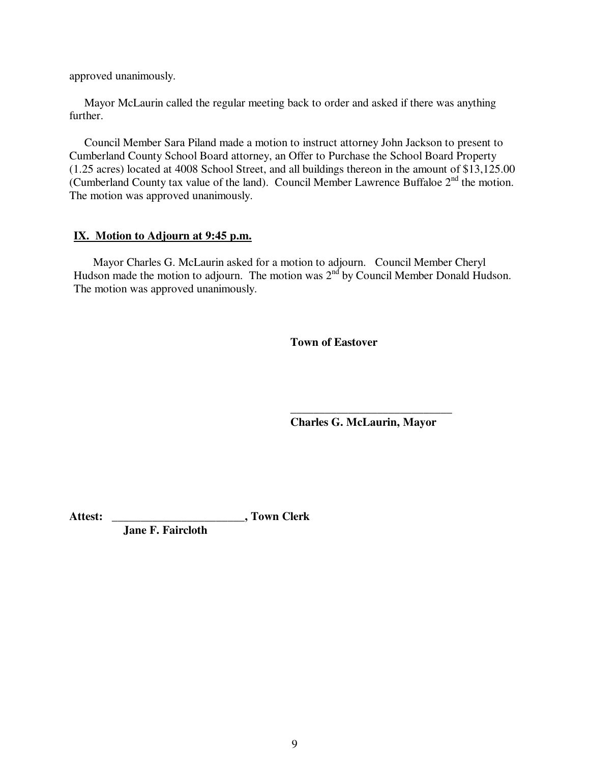approved unanimously.

Mayor McLaurin called the regular meeting back to order and asked if there was anything further.

Council Member Sara Piland made a motion to instruct attorney John Jackson to present to Cumberland County School Board attorney, an Offer to Purchase the School Board Property (1.25 acres) located at 4008 School Street, and all buildings thereon in the amount of $13,125.00 (Cumberland County tax value of the land). Council Member Lawrence Buffaloe 2nd the motion. The motion was approved unanimously.

## IX. Motion to Adjourn at 9:45 p.m.

Mayor Charles G. McLaurin asked for a motion to adjourn. Council Member Cheryl Hudson made the motion to adjourn. The motion was 2nd by Council Member Donald Hudson. The motion was approved unanimously.

**Town of Eastover**

_____________________________

**Charles G. McLaurin, Mayor**

**Attest: _______________________, Town Clerk**
**Jane F. Faircloth**